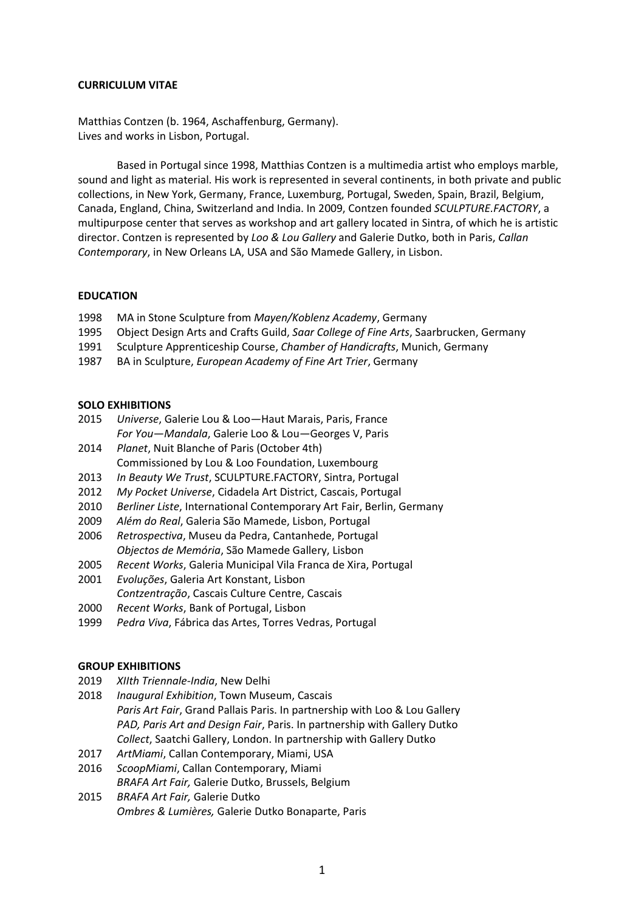**CURRICULUM VITAE**

Matthias Contzen (b. 1964, Aschaffenburg, Germany).
Lives and works in Lisbon, Portugal.

Based in Portugal since 1998, Matthias Contzen is a multimedia artist who employs marble, sound and light as material. His work is represented in several continents, in both private and public collections, in New York, Germany, France, Luxemburg, Portugal, Sweden, Spain, Brazil, Belgium, Canada, England, China, Switzerland and India. In 2009, Contzen founded *SCULPTURE.FACTORY*, a multipurpose center that serves as workshop and art gallery located in Sintra, of which he is artistic director. Contzen is represented by *Loo & Lou Gallery* and Galerie Dutko, both in Paris, *Callan Contemporary*, in New Orleans LA, USA and São Mamede Gallery, in Lisbon.

**EDUCATION**

1998 MA in Stone Sculpture from *Mayen/Koblenz Academy*, Germany
1995 Object Design Arts and Crafts Guild, *Saar College of Fine Arts*, Saarbrucken, Germany
1991 Sculpture Apprenticeship Course, *Chamber of Handicrafts*, Munich, Germany
1987 BA in Sculpture, *European Academy of Fine Art Trier*, Germany

**SOLO EXHIBITIONS**

2015 *Universe*, Galerie Lou & Loo—Haut Marais, Paris, France
*For You—Mandala*, Galerie Loo & Lou—Georges V, Paris
2014 *Planet*, Nuit Blanche of Paris (October 4th)
Commissioned by Lou & Loo Foundation, Luxembourg
2013 *In Beauty We Trust*, SCULPTURE.FACTORY, Sintra, Portugal
2012 *My Pocket Universe*, Cidadela Art District, Cascais, Portugal
2010 *Berliner Liste*, International Contemporary Art Fair, Berlin, Germany
2009 *Além do Real*, Galeria São Mamede, Lisbon, Portugal
2006 *Retrospectiva*, Museu da Pedra, Cantanhede, Portugal
*Objectos de Memória*, São Mamede Gallery, Lisbon
2005 *Recent Works*, Galeria Municipal Vila Franca de Xira, Portugal
2001 *Evoluções*, Galeria Art Konstant, Lisbon
*Contzentração*, Cascais Culture Centre, Cascais
2000 *Recent Works*, Bank of Portugal, Lisbon
1999 *Pedra Viva*, Fábrica das Artes, Torres Vedras, Portugal

**GROUP EXHIBITIONS**

2019 *XIIth Triennale-India*, New Delhi
2018 *Inaugural Exhibition*, Town Museum, Cascais
*Paris Art Fair*, Grand Pallais Paris. In partnership with Loo & Lou Gallery
*PAD, Paris Art and Design Fair*, Paris. In partnership with Gallery Dutko
*Collect*, Saatchi Gallery, London. In partnership with Gallery Dutko
2017 *ArtMiami*, Callan Contemporary, Miami, USA
2016 *ScoopMiami*, Callan Contemporary, Miami
*BRAFA Art Fair,* Galerie Dutko, Brussels, Belgium
2015 *BRAFA Art Fair,* Galerie Dutko
*Ombres & Lumières,* Galerie Dutko Bonaparte, Paris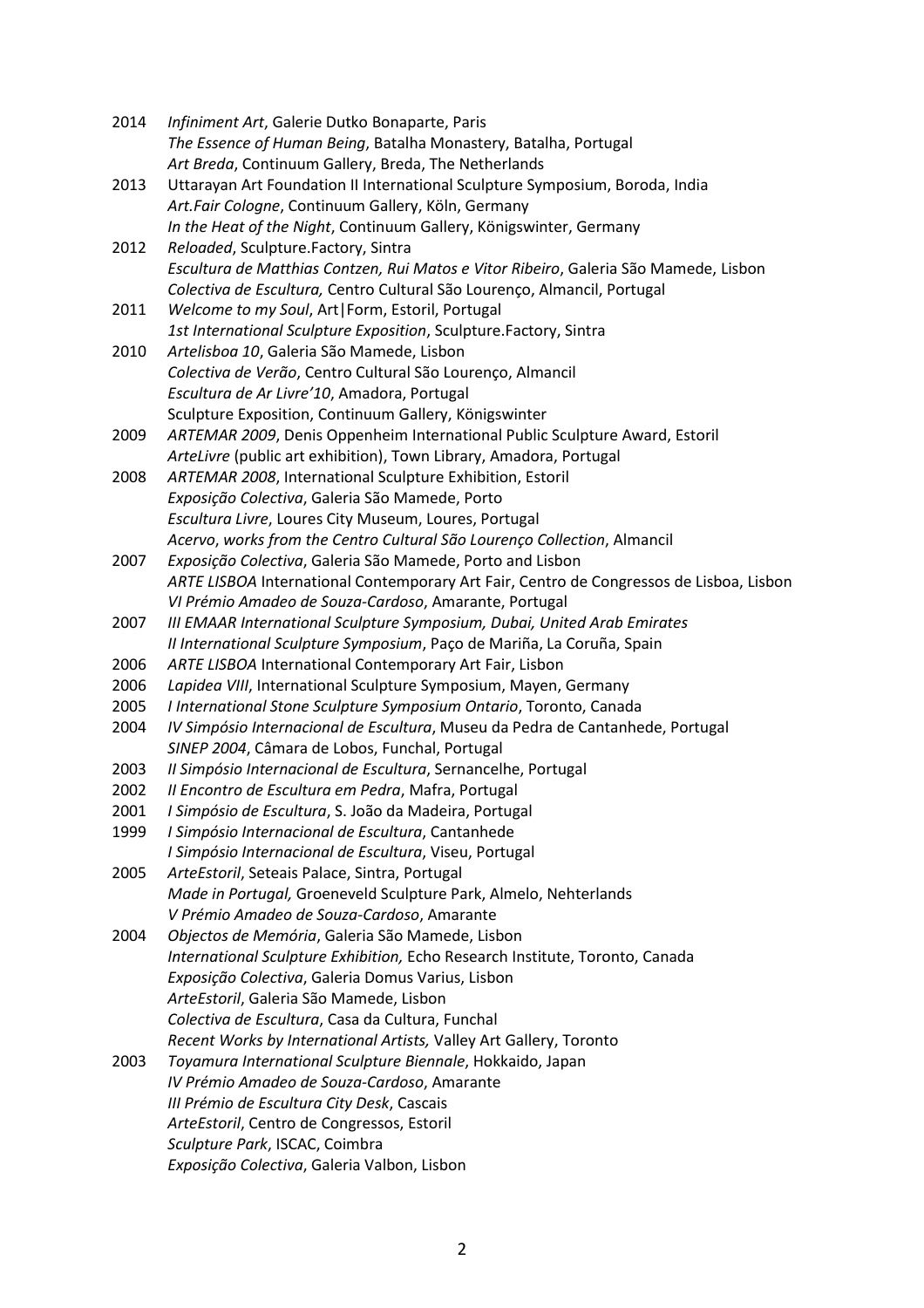2014 *Infiniment Art*, Galerie Dutko Bonaparte, Paris
*The Essence of Human Being*, Batalha Monastery, Batalha, Portugal
*Art Breda*, Continuum Gallery, Breda, The Netherlands

2013 Uttarayan Art Foundation II International Sculpture Symposium, Boroda, India
*Art.Fair Cologne*, Continuum Gallery, Köln, Germany
*In the Heat of the Night*, Continuum Gallery, Königswinter, Germany

2012 *Reloaded*, Sculpture.Factory, Sintra
*Escultura de Matthias Contzen, Rui Matos e Vitor Ribeiro*, Galeria São Mamede, Lisbon
*Colectiva de Escultura,* Centro Cultural São Lourenço, Almancil, Portugal

2011 *Welcome to my Soul*, Art|Form, Estoril, Portugal
*1st International Sculpture Exposition*, Sculpture.Factory, Sintra

2010 *Artelisboa 10*, Galeria São Mamede, Lisbon
*Colectiva de Verão*, Centro Cultural São Lourenço, Almancil
*Escultura de Ar Livre'10*, Amadora, Portugal
Sculpture Exposition, Continuum Gallery, Königswinter

2009 *ARTEMAR 2009*, Denis Oppenheim International Public Sculpture Award, Estoril
*ArteLivre* (public art exhibition), Town Library, Amadora, Portugal

2008 *ARTEMAR 2008*, International Sculpture Exhibition, Estoril
*Exposição Colectiva*, Galeria São Mamede, Porto
*Escultura Livre*, Loures City Museum, Loures, Portugal
*Acervo*, *works from the Centro Cultural São Lourenço Collection*, Almancil

2007 *Exposição Colectiva*, Galeria São Mamede, Porto and Lisbon
*ARTE LISBOA* International Contemporary Art Fair, Centro de Congressos de Lisboa, Lisbon
*VI Prémio Amadeo de Souza-Cardoso*, Amarante, Portugal

2007 *III EMAAR International Sculpture Symposium, Dubai, United Arab Emirates*
*II International Sculpture Symposium*, Paço de Mariña, La Coruña, Spain

2006 *ARTE LISBOA* International Contemporary Art Fair, Lisbon

2006 *Lapidea VIII*, International Sculpture Symposium, Mayen, Germany

2005 *I International Stone Sculpture Symposium Ontario*, Toronto, Canada

2004 *IV Simpósio Internacional de Escultura*, Museu da Pedra de Cantanhede, Portugal
*SINEP 2004*, Câmara de Lobos, Funchal, Portugal

2003 *II Simpósio Internacional de Escultura*, Sernancelhe, Portugal

2002 *II Encontro de Escultura em Pedra*, Mafra, Portugal

2001 *I Simpósio de Escultura*, S. João da Madeira, Portugal

1999 *I Simpósio Internacional de Escultura*, Cantanhede
*I Simpósio Internacional de Escultura*, Viseu, Portugal

2005 *ArteEstoril*, Seteais Palace, Sintra, Portugal
*Made in Portugal,* Groeneveld Sculpture Park, Almelo, Nehterlands
*V Prémio Amadeo de Souza-Cardoso*, Amarante

2004 *Objectos de Memória*, Galeria São Mamede, Lisbon
*International Sculpture Exhibition,* Echo Research Institute, Toronto, Canada
*Exposição Colectiva*, Galeria Domus Varius, Lisbon
*ArteEstoril*, Galeria São Mamede, Lisbon
*Colectiva de Escultura*, Casa da Cultura, Funchal
*Recent Works by International Artists,* Valley Art Gallery, Toronto

2003 *Toyamura International Sculpture Biennale*, Hokkaido, Japan
*IV Prémio Amadeo de Souza-Cardoso*, Amarante
*III Prémio de Escultura City Desk*, Cascais
*ArteEstoril*, Centro de Congressos, Estoril
*Sculpture Park*, ISCAC, Coimbra
*Exposição Colectiva*, Galeria Valbon, Lisbon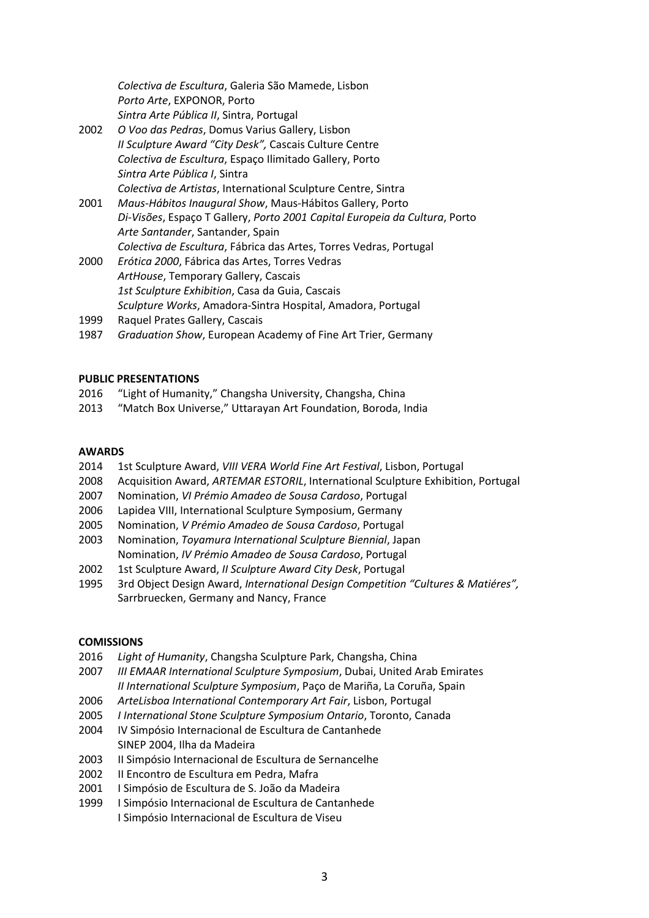*Colectiva de Escultura*, Galeria São Mamede, Lisbon
*Porto Arte*, EXPONOR, Porto
*Sintra Arte Pública II*, Sintra, Portugal

2002 *O Voo das Pedras*, Domus Varius Gallery, Lisbon
*II Sculpture Award "City Desk",* Cascais Culture Centre
*Colectiva de Escultura*, Espaço Ilimitado Gallery, Porto
*Sintra Arte Pública I*, Sintra
*Colectiva de Artistas*, International Sculpture Centre, Sintra

2001 *Maus-Hábitos Inaugural Show*, Maus-Hábitos Gallery, Porto
*Di-Visões*, Espaço T Gallery, *Porto 2001 Capital Europeia da Cultura*, Porto
*Arte Santander*, Santander, Spain
*Colectiva de Escultura*, Fábrica das Artes, Torres Vedras, Portugal

2000 *Erótica 2000*, Fábrica das Artes, Torres Vedras
*ArtHouse*, Temporary Gallery, Cascais
*1st Sculpture Exhibition*, Casa da Guia, Cascais
*Sculpture Works*, Amadora-Sintra Hospital, Amadora, Portugal

1999 Raquel Prates Gallery, Cascais

1987 *Graduation Show*, European Academy of Fine Art Trier, Germany

**PUBLIC PRESENTATIONS**

2016 "Light of Humanity," Changsha University, Changsha, China

2013 "Match Box Universe," Uttarayan Art Foundation, Boroda, India

**AWARDS**

2014 1st Sculpture Award, *VIII VERA World Fine Art Festival*, Lisbon, Portugal

2008 Acquisition Award, *ARTEMAR ESTORIL*, International Sculpture Exhibition, Portugal

2007 Nomination, *VI Prémio Amadeo de Sousa Cardoso*, Portugal

2006 Lapidea VIII, International Sculpture Symposium, Germany

2005 Nomination, *V Prémio Amadeo de Sousa Cardoso*, Portugal

2003 Nomination, *Toyamura International Sculpture Biennial*, Japan
Nomination, *IV Prémio Amadeo de Sousa Cardoso*, Portugal

2002 1st Sculpture Award, *II Sculpture Award City Desk*, Portugal

1995 3rd Object Design Award, *International Design Competition "Cultures & Matiéres",* Sarrbruecken, Germany and Nancy, France

**COMISSIONS**

2016 *Light of Humanity*, Changsha Sculpture Park, Changsha, China

2007 *III EMAAR International Sculpture Symposium*, Dubai, United Arab Emirates
*II International Sculpture Symposium*, Paço de Mariña, La Coruña, Spain

2006 *ArteLisboa International Contemporary Art Fair*, Lisbon, Portugal

2005 *I International Stone Sculpture Symposium Ontario*, Toronto, Canada

2004 IV Simpósio Internacional de Escultura de Cantanhede
SINEP 2004, Ilha da Madeira

2003 II Simpósio Internacional de Escultura de Sernancelhe

2002 II Encontro de Escultura em Pedra, Mafra

2001 I Simpósio de Escultura de S. João da Madeira

1999 I Simpósio Internacional de Escultura de Cantanhede
I Simpósio Internacional de Escultura de Viseu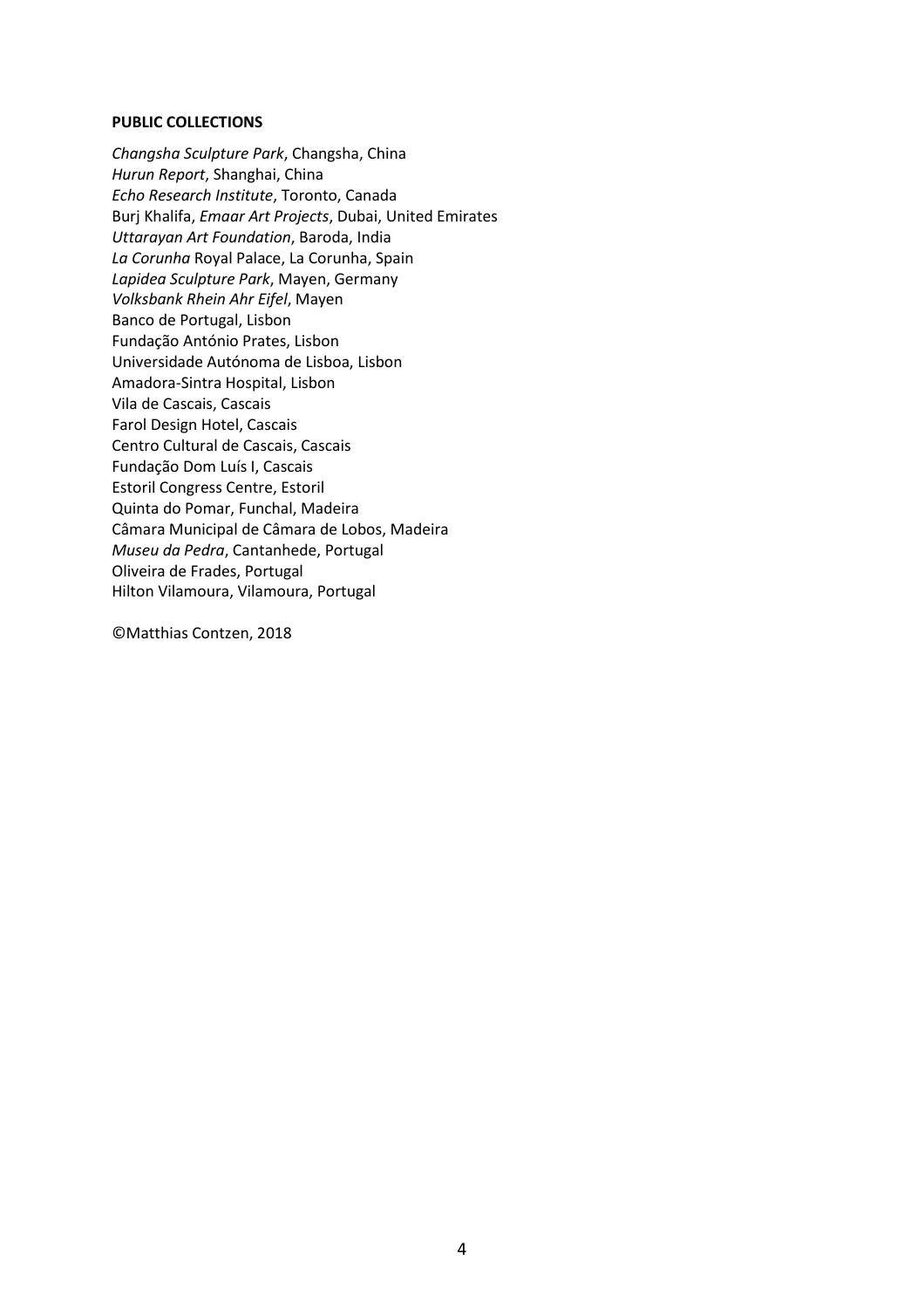**PUBLIC COLLECTIONS**

*Changsha Sculpture Park*, Changsha, China  
*Hurun Report*, Shanghai, China  
*Echo Research Institute*, Toronto, Canada  
Burj Khalifa, *Emaar Art Projects*, Dubai, United Emirates  
*Uttarayan Art Foundation*, Baroda, India  
*La Corunha* Royal Palace, La Corunha, Spain  
*Lapidea Sculpture Park*, Mayen, Germany  
*Volksbank Rhein Ahr Eifel*, Mayen  
Banco de Portugal, Lisbon  
Fundação António Prates, Lisbon  
Universidade Autónoma de Lisboa, Lisbon  
Amadora-Sintra Hospital, Lisbon  
Vila de Cascais, Cascais  
Farol Design Hotel, Cascais  
Centro Cultural de Cascais, Cascais  
Fundação Dom Luís I, Cascais  
Estoril Congress Centre, Estoril  
Quinta do Pomar, Funchal, Madeira  
Câmara Municipal de Câmara de Lobos, Madeira  
*Museu da Pedra*, Cantanhede, Portugal  
Oliveira de Frades, Portugal  
Hilton Vilamoura, Vilamoura, Portugal

©Matthias Contzen, 2018